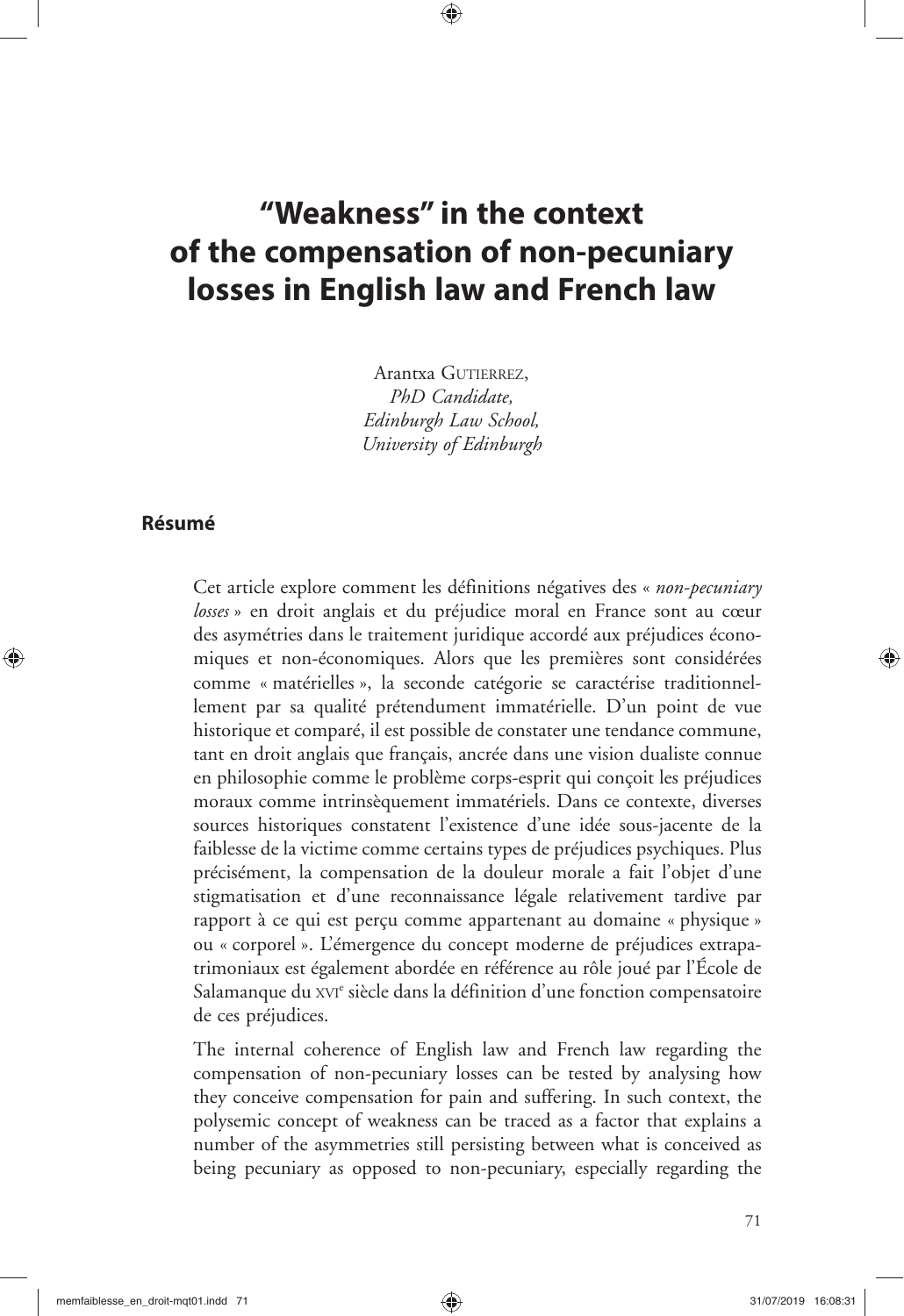# "Weakness" in the context of the compensation of non-pecuniary losses in English law and French law

Arantxa Gutierrez,
*PhD Candidate,*
*Edinburgh Law School,*
*University of Edinburgh*

## Résumé

Cet article explore comment les définitions négatives des « *non-pecuniary losses* » en droit anglais et du préjudice moral en France sont au cœur des asymétries dans le traitement juridique accordé aux préjudices économiques et non-économiques. Alors que les premières sont considérées comme « matérielles », la seconde catégorie se caractérise traditionnellement par sa qualité prétendument immatérielle. D'un point de vue historique et comparé, il est possible de constater une tendance commune, tant en droit anglais que français, ancrée dans une vision dualiste connue en philosophie comme le problème corps-esprit qui conçoit les préjudices moraux comme intrinsèquement immatériels. Dans ce contexte, diverses sources historiques constatent l'existence d'une idée sous-jacente de la faiblesse de la victime comme certains types de préjudices psychiques. Plus précisément, la compensation de la douleur morale a fait l'objet d'une stigmatisation et d'une reconnaissance légale relativement tardive par rapport à ce qui est perçu comme appartenant au domaine « physique » ou « corporel ». L'émergence du concept moderne de préjudices extrapatrimoniaux est également abordée en référence au rôle joué par l'École de Salamanque du XVI[e] siècle dans la définition d'une fonction compensatoire de ces préjudices.

The internal coherence of English law and French law regarding the compensation of non-pecuniary losses can be tested by analysing how they conceive compensation for pain and suffering. In such context, the polysemic concept of weakness can be traced as a factor that explains a number of the asymmetries still persisting between what is conceived as being pecuniary as opposed to non-pecuniary, especially regarding the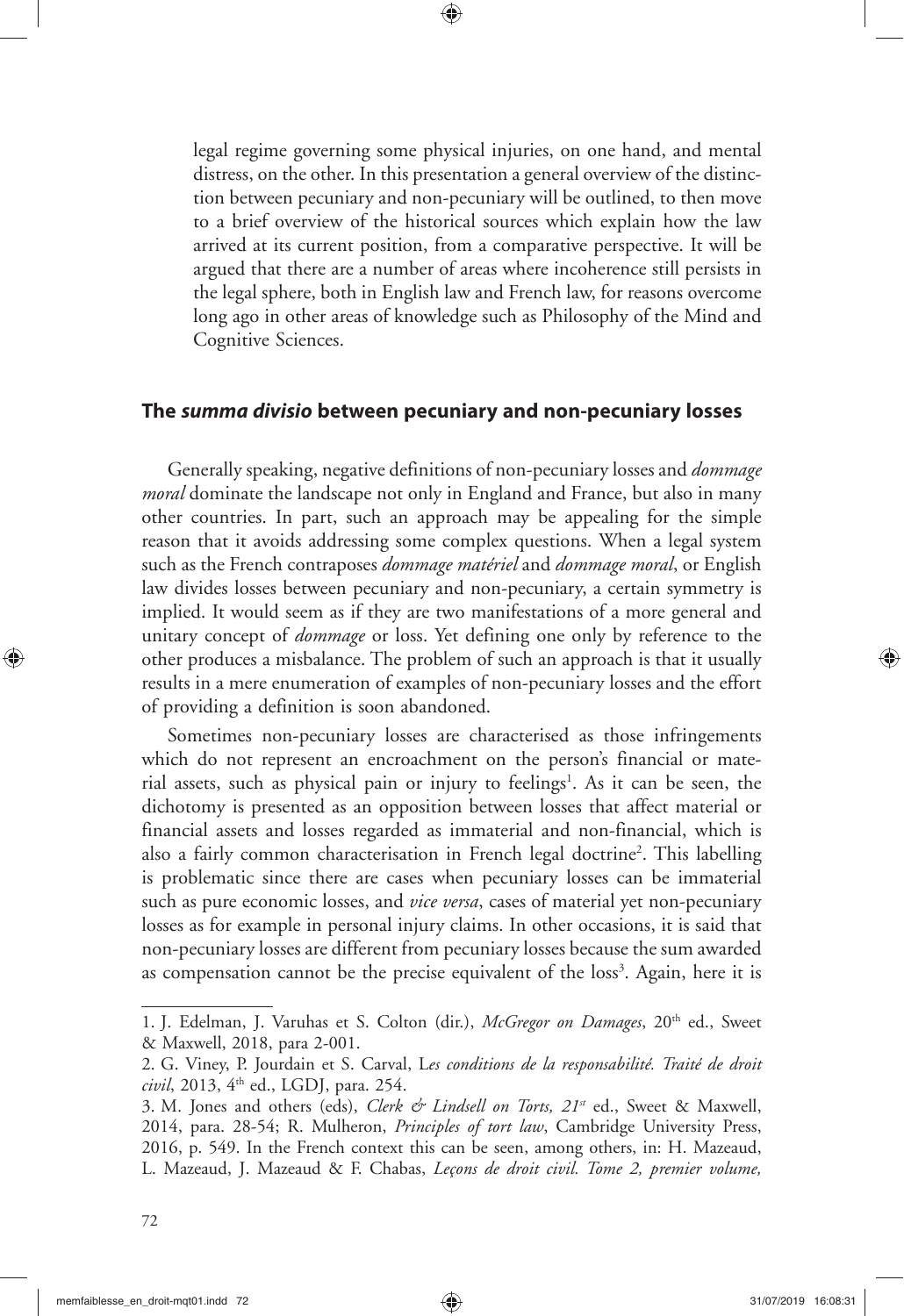legal regime governing some physical injuries, on one hand, and mental distress, on the other. In this presentation a general overview of the distinction between pecuniary and non-pecuniary will be outlined, to then move to a brief overview of the historical sources which explain how the law arrived at its current position, from a comparative perspective. It will be argued that there are a number of areas where incoherence still persists in the legal sphere, both in English law and French law, for reasons overcome long ago in other areas of knowledge such as Philosophy of the Mind and Cognitive Sciences.

## The *summa divisio* between pecuniary and non-pecuniary losses

Generally speaking, negative definitions of non-pecuniary losses and *dommage moral* dominate the landscape not only in England and France, but also in many other countries. In part, such an approach may be appealing for the simple reason that it avoids addressing some complex questions. When a legal system such as the French contraposes *dommage matériel* and *dommage moral*, or English law divides losses between pecuniary and non-pecuniary, a certain symmetry is implied. It would seem as if they are two manifestations of a more general and unitary concept of *dommage* or loss. Yet defining one only by reference to the other produces a misbalance. The problem of such an approach is that it usually results in a mere enumeration of examples of non-pecuniary losses and the effort of providing a definition is soon abandoned.

Sometimes non-pecuniary losses are characterised as those infringements which do not represent an encroachment on the person's financial or material assets, such as physical pain or injury to feelings[1]. As it can be seen, the dichotomy is presented as an opposition between losses that affect material or financial assets and losses regarded as immaterial and non-financial, which is also a fairly common characterisation in French legal doctrine[2]. This labelling is problematic since there are cases when pecuniary losses can be immaterial such as pure economic losses, and *vice versa*, cases of material yet non-pecuniary losses as for example in personal injury claims. In other occasions, it is said that non-pecuniary losses are different from pecuniary losses because the sum awarded as compensation cannot be the precise equivalent of the loss[3]. Again, here it is

---

1. J. Edelman, J. Varuhas et S. Colton (dir.), *McGregor on Damages*, 20th ed., Sweet & Maxwell, 2018, para 2-001.

2. G. Viney, P. Jourdain et S. Carval, L*es conditions de la responsabilité. Traité de droit civil*, 2013, 4th ed., LGDJ, para. 254.

3. M. Jones and others (eds), *Clerk & Lindsell on Torts, 21st* ed., Sweet & Maxwell, 2014, para. 28-54; R. Mulheron, *Principles of tort law*, Cambridge University Press, 2016, p. 549. In the French context this can be seen, among others, in: H. Mazeaud, L. Mazeaud, J. Mazeaud & F. Chabas, *Leçons de droit civil. Tome 2, premier volume,*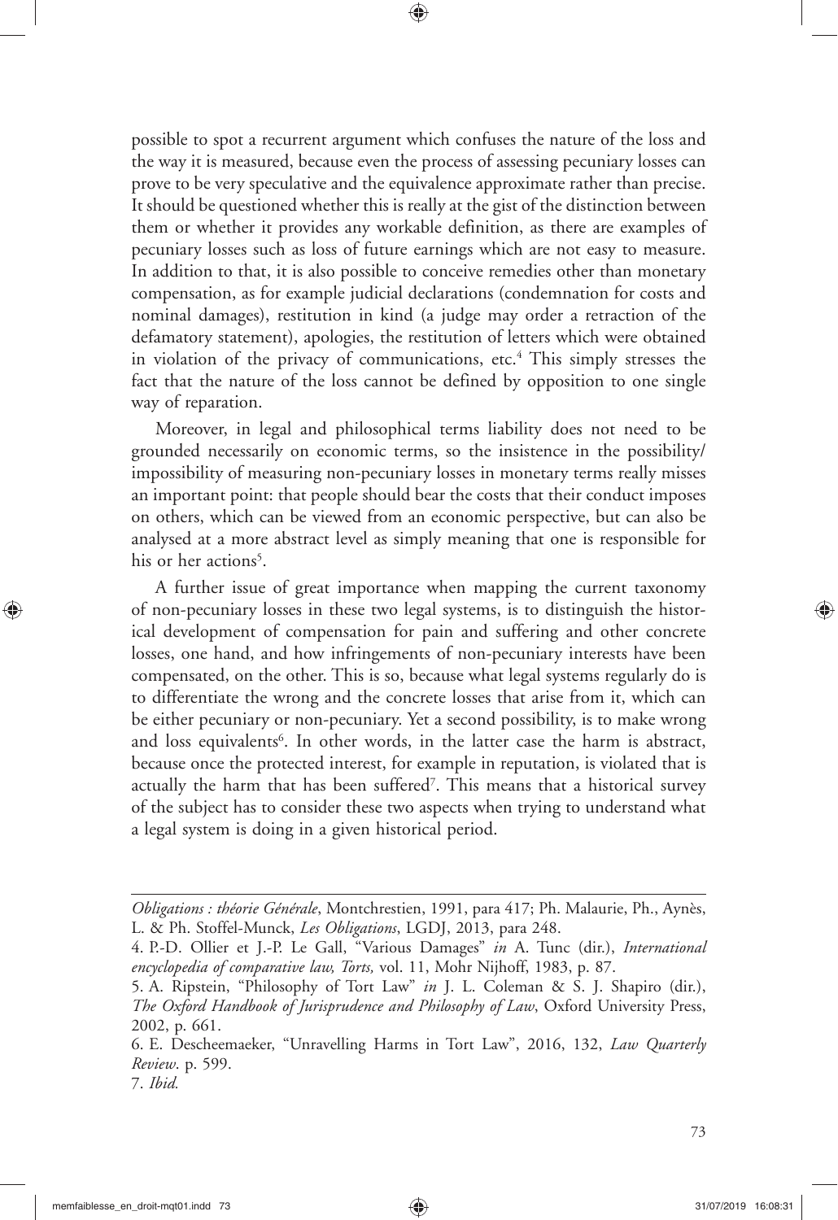possible to spot a recurrent argument which confuses the nature of the loss and the way it is measured, because even the process of assessing pecuniary losses can prove to be very speculative and the equivalence approximate rather than precise. It should be questioned whether this is really at the gist of the distinction between them or whether it provides any workable definition, as there are examples of pecuniary losses such as loss of future earnings which are not easy to measure. In addition to that, it is also possible to conceive remedies other than monetary compensation, as for example judicial declarations (condemnation for costs and nominal damages), restitution in kind (a judge may order a retraction of the defamatory statement), apologies, the restitution of letters which were obtained in violation of the privacy of communications, etc.[4] This simply stresses the fact that the nature of the loss cannot be defined by opposition to one single way of reparation.

Moreover, in legal and philosophical terms liability does not need to be grounded necessarily on economic terms, so the insistence in the possibility/impossibility of measuring non-pecuniary losses in monetary terms really misses an important point: that people should bear the costs that their conduct imposes on others, which can be viewed from an economic perspective, but can also be analysed at a more abstract level as simply meaning that one is responsible for his or her actions[5].

A further issue of great importance when mapping the current taxonomy of non-pecuniary losses in these two legal systems, is to distinguish the historical development of compensation for pain and suffering and other concrete losses, one hand, and how infringements of non-pecuniary interests have been compensated, on the other. This is so, because what legal systems regularly do is to differentiate the wrong and the concrete losses that arise from it, which can be either pecuniary or non-pecuniary. Yet a second possibility, is to make wrong and loss equivalents[6]. In other words, in the latter case the harm is abstract, because once the protected interest, for example in reputation, is violated that is actually the harm that has been suffered[7]. This means that a historical survey of the subject has to consider these two aspects when trying to understand what a legal system is doing in a given historical period.

---

*Obligations : théorie Générale*, Montchrestien, 1991, para 417; Ph. Malaurie, Ph., Aynès, L. & Ph. Stoffel-Munck, *Les Obligations*, LGDJ, 2013, para 248.

4. P.-D. Ollier et J.-P. Le Gall, "Various Damages" *in* A. Tunc (dir.), *International encyclopedia of comparative law, Torts,* vol. 11, Mohr Nijhoff, 1983, p. 87.

5. A. Ripstein, "Philosophy of Tort Law" *in* J. L. Coleman & S. J. Shapiro (dir.), *The Oxford Handbook of Jurisprudence and Philosophy of Law*, Oxford University Press, 2002, p. 661.

6. E. Descheemaeker, "Unravelling Harms in Tort Law", 2016, 132, *Law Quarterly Review*. p. 599.

7. *Ibid.*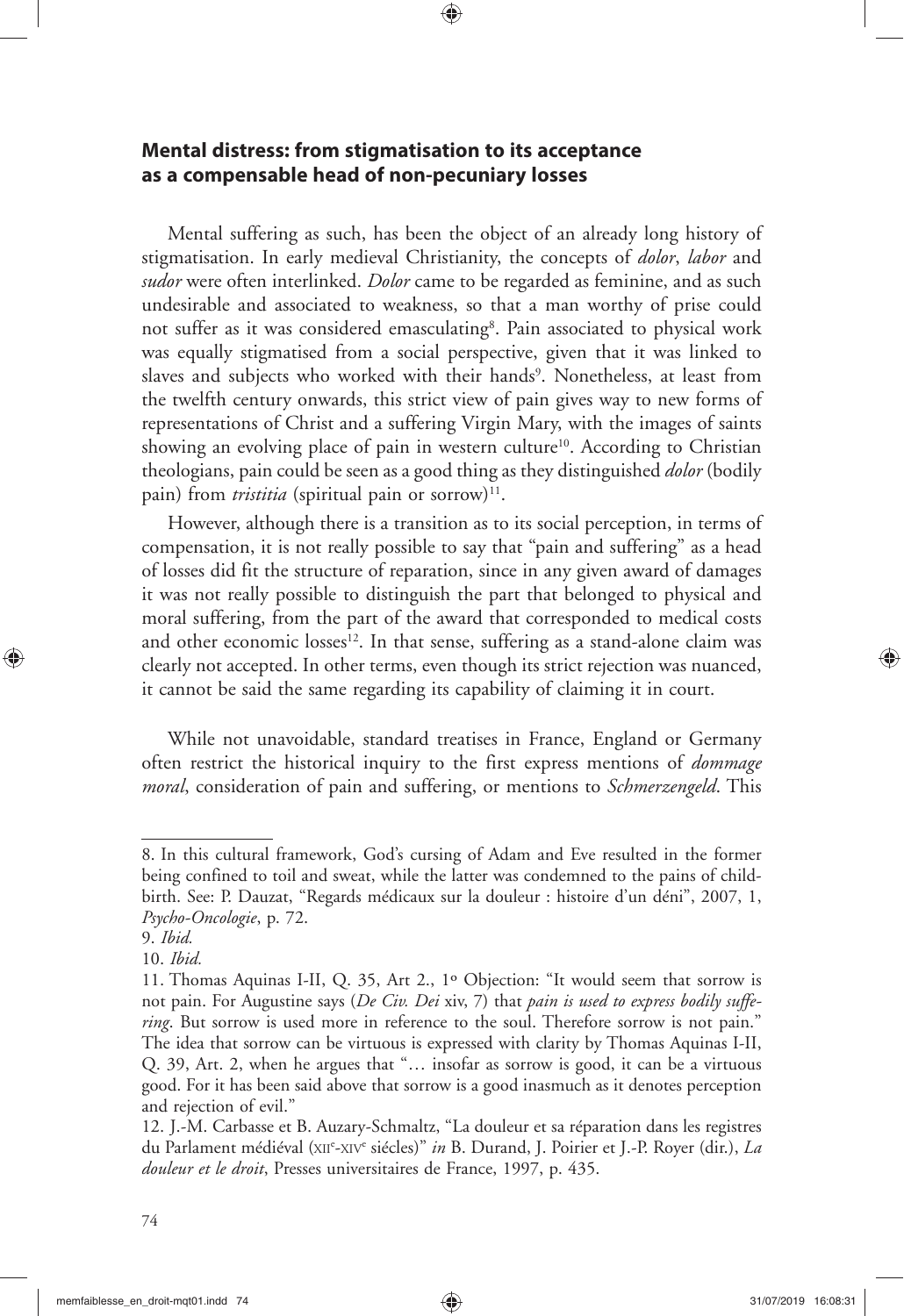## Mental distress: from stigmatisation to its acceptance as a compensable head of non-pecuniary losses

Mental suffering as such, has been the object of an already long history of stigmatisation. In early medieval Christianity, the concepts of *dolor*, *labor* and *sudor* were often interlinked. *Dolor* came to be regarded as feminine, and as such undesirable and associated to weakness, so that a man worthy of prise could not suffer as it was considered emasculating[8]. Pain associated to physical work was equally stigmatised from a social perspective, given that it was linked to slaves and subjects who worked with their hands[9]. Nonetheless, at least from the twelfth century onwards, this strict view of pain gives way to new forms of representations of Christ and a suffering Virgin Mary, with the images of saints showing an evolving place of pain in western culture[10]. According to Christian theologians, pain could be seen as a good thing as they distinguished *dolor* (bodily pain) from *tristitia* (spiritual pain or sorrow)[11].

However, although there is a transition as to its social perception, in terms of compensation, it is not really possible to say that "pain and suffering" as a head of losses did fit the structure of reparation, since in any given award of damages it was not really possible to distinguish the part that belonged to physical and moral suffering, from the part of the award that corresponded to medical costs and other economic losses[12]. In that sense, suffering as a stand-alone claim was clearly not accepted. In other terms, even though its strict rejection was nuanced, it cannot be said the same regarding its capability of claiming it in court.

While not unavoidable, standard treatises in France, England or Germany often restrict the historical inquiry to the first express mentions of *dommage moral*, consideration of pain and suffering, or mentions to *Schmerzengeld*. This

---

8. In this cultural framework, God's cursing of Adam and Eve resulted in the former being confined to toil and sweat, while the latter was condemned to the pains of childbirth. See: P. Dauzat, "Regards médicaux sur la douleur : histoire d'un déni", 2007, 1, *Psycho-Oncologie*, p. 72.

9. *Ibid.*

10. *Ibid.*

11. Thomas Aquinas I-II, Q. 35, Art 2., 1º Objection: "It would seem that sorrow is not pain. For Augustine says (*De Civ. Dei* xiv, 7) that *pain is used to express bodily suffering*. But sorrow is used more in reference to the soul. Therefore sorrow is not pain." The idea that sorrow can be virtuous is expressed with clarity by Thomas Aquinas I-II, Q. 39, Art. 2, when he argues that "… insofar as sorrow is good, it can be a virtuous good. For it has been said above that sorrow is a good inasmuch as it denotes perception and rejection of evil."

12. J.-M. Carbasse et B. Auzary-Schmaltz, "La douleur et sa réparation dans les registres du Parlament médiéval (XIIe-XIVe siécles)" *in* B. Durand, J. Poirier et J.-P. Royer (dir.), *La douleur et le droit*, Presses universitaires de France, 1997, p. 435.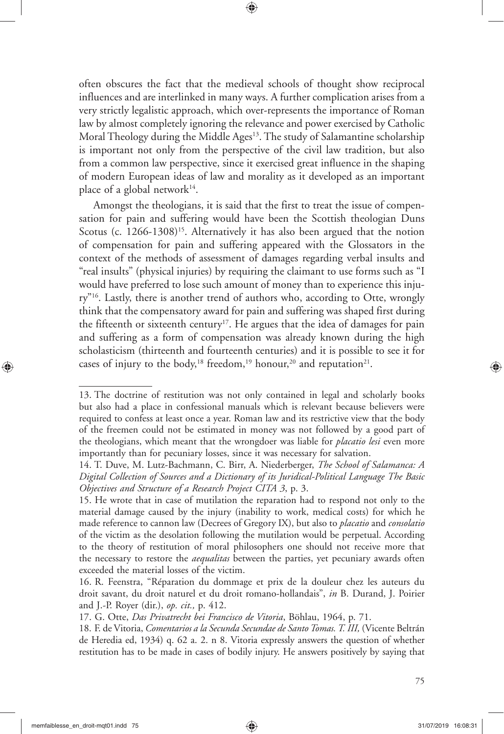often obscures the fact that the medieval schools of thought show reciprocal influences and are interlinked in many ways. A further complication arises from a very strictly legalistic approach, which over-represents the importance of Roman law by almost completely ignoring the relevance and power exercised by Catholic Moral Theology during the Middle Ages[13]. The study of Salamantine scholarship is important not only from the perspective of the civil law tradition, but also from a common law perspective, since it exercised great influence in the shaping of modern European ideas of law and morality as it developed as an important place of a global network[14].

Amongst the theologians, it is said that the first to treat the issue of compensation for pain and suffering would have been the Scottish theologian Duns Scotus (c. 1266-1308)[15]. Alternatively it has also been argued that the notion of compensation for pain and suffering appeared with the Glossators in the context of the methods of assessment of damages regarding verbal insults and "real insults" (physical injuries) by requiring the claimant to use forms such as "I would have preferred to lose such amount of money than to experience this injury"[16]. Lastly, there is another trend of authors who, according to Otte, wrongly think that the compensatory award for pain and suffering was shaped first during the fifteenth or sixteenth century[17]. He argues that the idea of damages for pain and suffering as a form of compensation was already known during the high scholasticism (thirteenth and fourteenth centuries) and it is possible to see it for cases of injury to the body,[18] freedom,[19] honour,[20] and reputation[21].

---

13. The doctrine of restitution was not only contained in legal and scholarly books but also had a place in confessional manuals which is relevant because believers were required to confess at least once a year. Roman law and its restrictive view that the body of the freemen could not be estimated in money was not followed by a good part of the theologians, which meant that the wrongdoer was liable for *placatio lesi* even more importantly than for pecuniary losses, since it was necessary for salvation.

14. T. Duve, M. Lutz-Bachmann, C. Birr, A. Niederberger, *The School of Salamanca: A Digital Collection of Sources and a Dictionary of its Juridical-Political Language The Basic Objectives and Structure of a Research Project CITA 3*, p. 3.

15. He wrote that in case of mutilation the reparation had to respond not only to the material damage caused by the injury (inability to work, medical costs) for which he made reference to cannon law (Decrees of Gregory IX), but also to *placatio* and *consolatio* of the victim as the desolation following the mutilation would be perpetual. According to the theory of restitution of moral philosophers one should not receive more that the necessary to restore the *aequalitas* between the parties, yet pecuniary awards often exceeded the material losses of the victim.

16. R. Feenstra, "Réparation du dommage et prix de la douleur chez les auteurs du droit savant, du droit naturel et du droit romano-hollandais", *in* B. Durand, J. Poirier and J.-P. Royer (dir.), *op. cit.,* p. 412.

17. G. Otte, *Das Privatrecht bei Francisco de Vitoria*, Böhlau, 1964, p. 71.

18. F. de Vitoria, *Comentarios a la Secunda Secundae de Santo Tomas. T. III,* (Vicente Beltrán de Heredia ed, 1934) q. 62 a. 2. n 8. Vitoria expressly answers the question of whether restitution has to be made in cases of bodily injury. He answers positively by saying that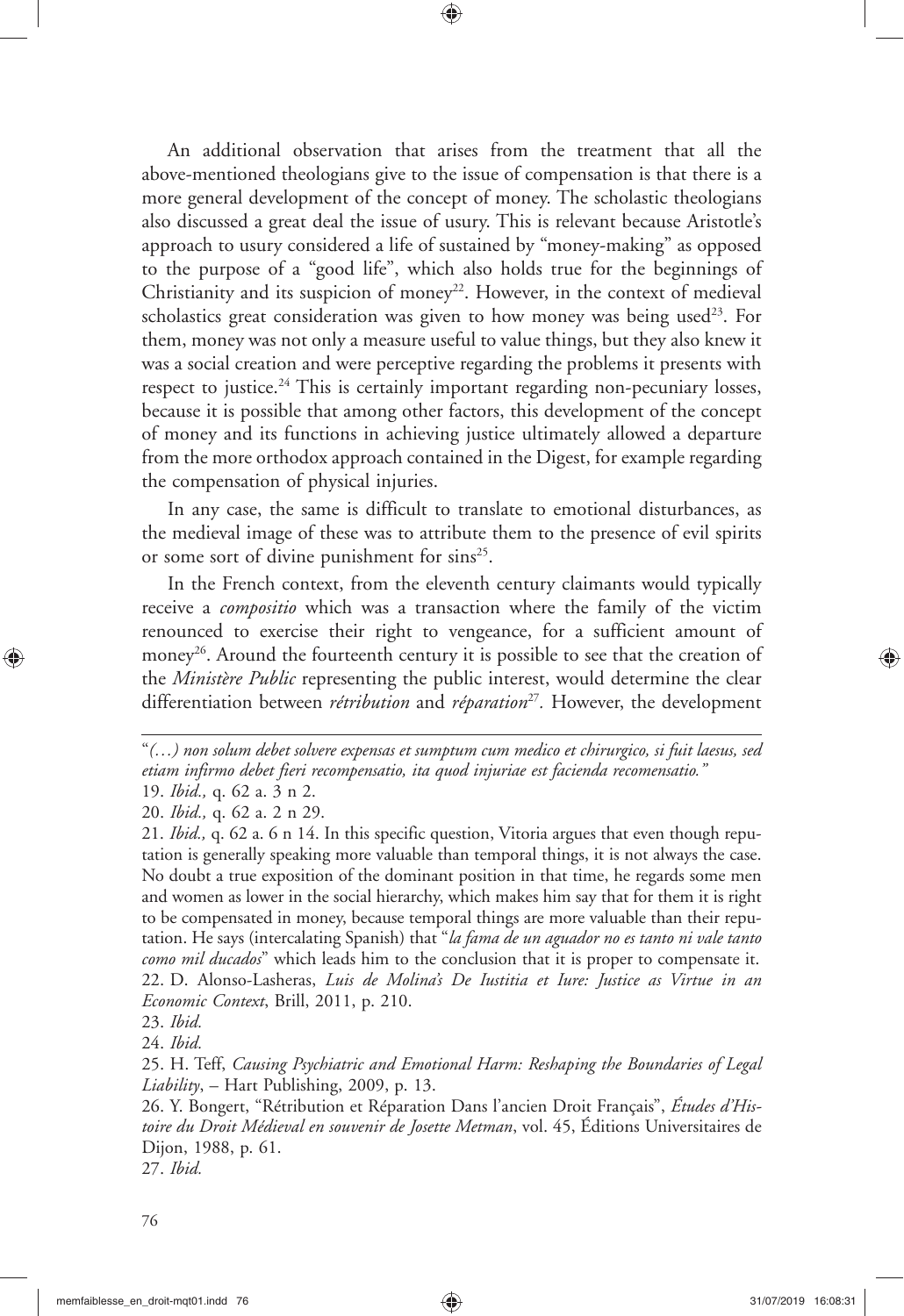An additional observation that arises from the treatment that all the above-mentioned theologians give to the issue of compensation is that there is a more general development of the concept of money. The scholastic theologians also discussed a great deal the issue of usury. This is relevant because Aristotle's approach to usury considered a life of sustained by "money-making" as opposed to the purpose of a "good life", which also holds true for the beginnings of Christianity and its suspicion of money[22]. However, in the context of medieval scholastics great consideration was given to how money was being used[23]. For them, money was not only a measure useful to value things, but they also knew it was a social creation and were perceptive regarding the problems it presents with respect to justice.[24] This is certainly important regarding non-pecuniary losses, because it is possible that among other factors, this development of the concept of money and its functions in achieving justice ultimately allowed a departure from the more orthodox approach contained in the Digest, for example regarding the compensation of physical injuries.

In any case, the same is difficult to translate to emotional disturbances, as the medieval image of these was to attribute them to the presence of evil spirits or some sort of divine punishment for sins[25].

In the French context, from the eleventh century claimants would typically receive a *compositio* which was a transaction where the family of the victim renounced to exercise their right to vengeance, for a sufficient amount of money[26]. Around the fourteenth century it is possible to see that the creation of the *Ministère Public* representing the public interest, would determine the clear differentiation between *rétribution* and *réparation*[27]. However, the development

---

"*(…) non solum debet solvere expensas et sumptum cum medico et chirurgico, si fuit laesus, sed etiam infirmo debet fieri recompensatio, ita quod injuriae est facienda recomensatio.*"

19. *Ibid.,* q. 62 a. 3 n 2.

20. *Ibid.,* q. 62 a. 2 n 29.

21. *Ibid.,* q. 62 a. 6 n 14. In this specific question, Vitoria argues that even though reputation is generally speaking more valuable than temporal things, it is not always the case. No doubt a true exposition of the dominant position in that time, he regards some men and women as lower in the social hierarchy, which makes him say that for them it is right to be compensated in money, because temporal things are more valuable than their reputation. He says (intercalating Spanish) that "*la fama de un aguador no es tanto ni vale tanto como mil ducados*" which leads him to the conclusion that it is proper to compensate it.

22. D. Alonso-Lasheras, *Luis de Molina's De Iustitia et Iure: Justice as Virtue in an Economic Context*, Brill, 2011, p. 210.

23. *Ibid.*

24. *Ibid.*

25. H. Teff, *Causing Psychiatric and Emotional Harm: Reshaping the Boundaries of Legal Liability*, – Hart Publishing, 2009, p. 13.

26. Y. Bongert, "Rétribution et Réparation Dans l'ancien Droit Français", *Études d'Histoire du Droit Médieval en souvenir de Josette Metman*, vol. 45, Éditions Universitaires de Dijon, 1988, p. 61.

27. *Ibid.*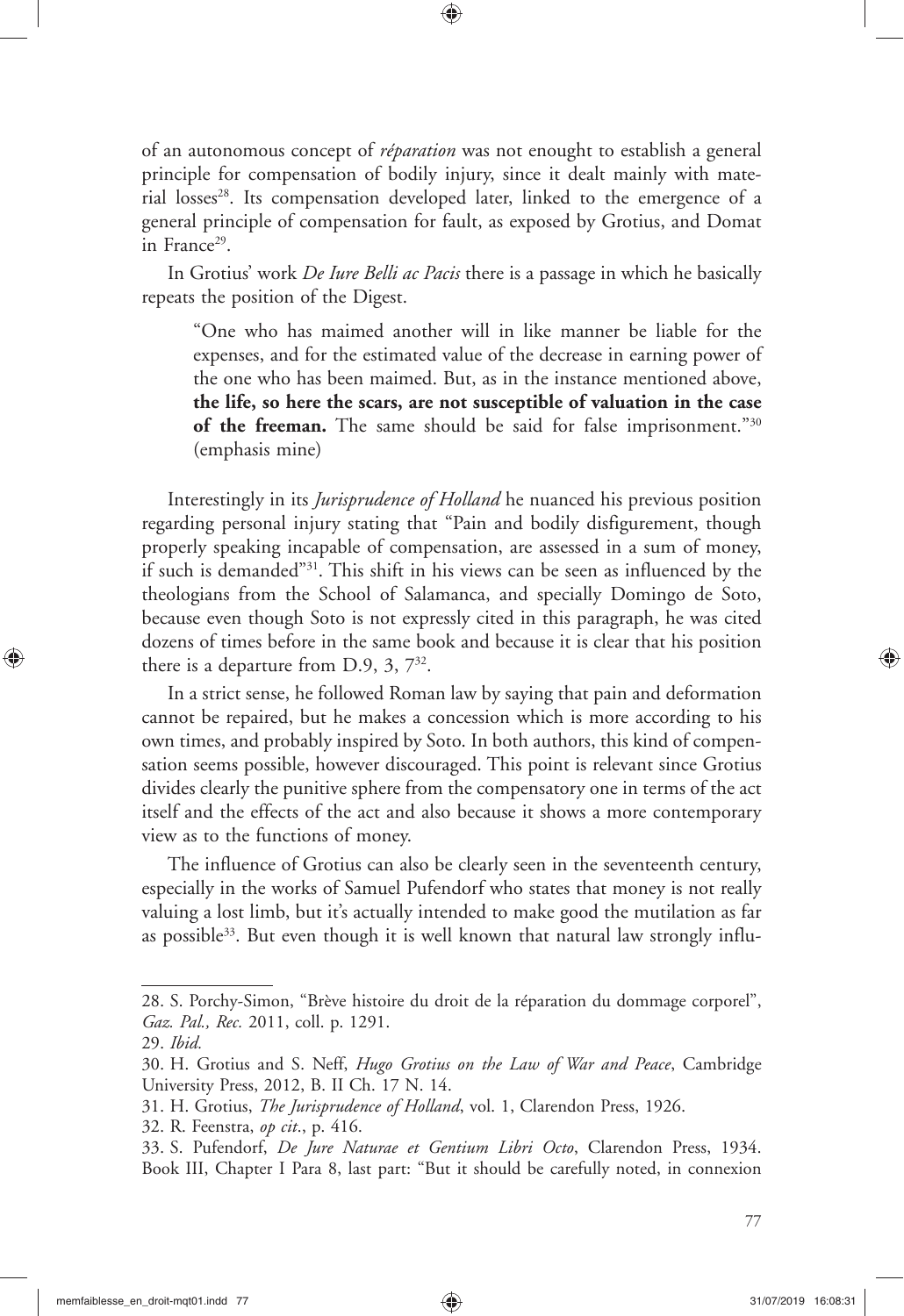of an autonomous concept of *réparation* was not enought to establish a general principle for compensation of bodily injury, since it dealt mainly with material losses[28]. Its compensation developed later, linked to the emergence of a general principle of compensation for fault, as exposed by Grotius, and Domat in France[29].

In Grotius' work *De Iure Belli ac Pacis* there is a passage in which he basically repeats the position of the Digest.

> "One who has maimed another will in like manner be liable for the expenses, and for the estimated value of the decrease in earning power of the one who has been maimed. But, as in the instance mentioned above, **the life, so here the scars, are not susceptible of valuation in the case of the freeman.** The same should be said for false imprisonment."[30] (emphasis mine)

Interestingly in its *Jurisprudence of Holland* he nuanced his previous position regarding personal injury stating that "Pain and bodily disfigurement, though properly speaking incapable of compensation, are assessed in a sum of money, if such is demanded"[31]. This shift in his views can be seen as influenced by the theologians from the School of Salamanca, and specially Domingo de Soto, because even though Soto is not expressly cited in this paragraph, he was cited dozens of times before in the same book and because it is clear that his position there is a departure from D.9, 3, 7[32].

In a strict sense, he followed Roman law by saying that pain and deformation cannot be repaired, but he makes a concession which is more according to his own times, and probably inspired by Soto. In both authors, this kind of compensation seems possible, however discouraged. This point is relevant since Grotius divides clearly the punitive sphere from the compensatory one in terms of the act itself and the effects of the act and also because it shows a more contemporary view as to the functions of money.

The influence of Grotius can also be clearly seen in the seventeenth century, especially in the works of Samuel Pufendorf who states that money is not really valuing a lost limb, but it's actually intended to make good the mutilation as far as possible[33]. But even though it is well known that natural law strongly influ-

---

28. S. Porchy-Simon, "Brève histoire du droit de la réparation du dommage corporel", *Gaz. Pal., Rec.* 2011, coll. p. 1291.

29. *Ibid.*

30. H. Grotius and S. Neff, *Hugo Grotius on the Law of War and Peace*, Cambridge University Press, 2012, B. II Ch. 17 N. 14.

31. H. Grotius, *The Jurisprudence of Holland*, vol. 1, Clarendon Press, 1926.

32. R. Feenstra, *op cit.*, p. 416.

33. S. Pufendorf, *De Jure Naturae et Gentium Libri Octo*, Clarendon Press, 1934. Book III, Chapter I Para 8, last part: "But it should be carefully noted, in connexion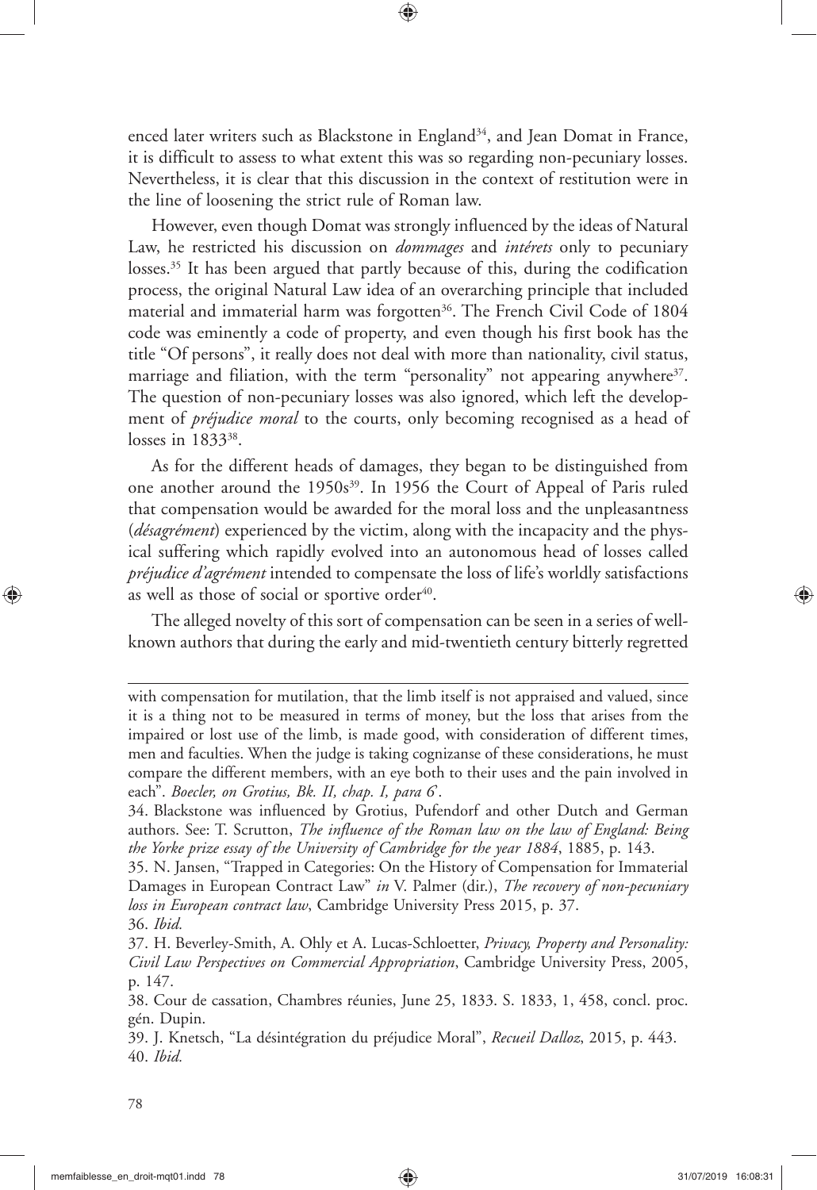enced later writers such as Blackstone in England[34], and Jean Domat in France, it is difficult to assess to what extent this was so regarding non-pecuniary losses. Nevertheless, it is clear that this discussion in the context of restitution were in the line of loosening the strict rule of Roman law.

However, even though Domat was strongly influenced by the ideas of Natural Law, he restricted his discussion on *dommages* and *intérets* only to pecuniary losses.[35] It has been argued that partly because of this, during the codification process, the original Natural Law idea of an overarching principle that included material and immaterial harm was forgotten[36]. The French Civil Code of 1804 code was eminently a code of property, and even though his first book has the title "Of persons", it really does not deal with more than nationality, civil status, marriage and filiation, with the term "personality" not appearing anywhere[37]. The question of non-pecuniary losses was also ignored, which left the development of *préjudice moral* to the courts, only becoming recognised as a head of losses in 1833[38].

As for the different heads of damages, they began to be distinguished from one another around the 1950s[39]. In 1956 the Court of Appeal of Paris ruled that compensation would be awarded for the moral loss and the unpleasantness (*désagrément*) experienced by the victim, along with the incapacity and the physical suffering which rapidly evolved into an autonomous head of losses called *préjudice d'agrément* intended to compensate the loss of life's worldly satisfactions as well as those of social or sportive order[40].

The alleged novelty of this sort of compensation can be seen in a series of well-known authors that during the early and mid-twentieth century bitterly regretted

---

with compensation for mutilation, that the limb itself is not appraised and valued, since it is a thing not to be measured in terms of money, but the loss that arises from the impaired or lost use of the limb, is made good, with consideration of different times, men and faculties. When the judge is taking cognizanse of these considerations, he must compare the different members, with an eye both to their uses and the pain involved in each". *Boecler, on Grotius, Bk. II, chap. I, para 6*.

34. Blackstone was influenced by Grotius, Pufendorf and other Dutch and German authors. See: T. Scrutton, *The influence of the Roman law on the law of England: Being the Yorke prize essay of the University of Cambridge for the year 1884*, 1885, p. 143.

35. N. Jansen, "Trapped in Categories: On the History of Compensation for Immaterial Damages in European Contract Law" *in* V. Palmer (dir.), *The recovery of non-pecuniary loss in European contract law*, Cambridge University Press 2015, p. 37.

36. *Ibid.*

37. H. Beverley-Smith, A. Ohly et A. Lucas-Schloetter, *Privacy, Property and Personality: Civil Law Perspectives on Commercial Appropriation*, Cambridge University Press, 2005, p. 147.

38. Cour de cassation, Chambres réunies, June 25, 1833. S. 1833, 1, 458, concl. proc. gén. Dupin.

39. J. Knetsch, "La désintégration du préjudice Moral", *Recueil Dalloz*, 2015, p. 443.

40. *Ibid.*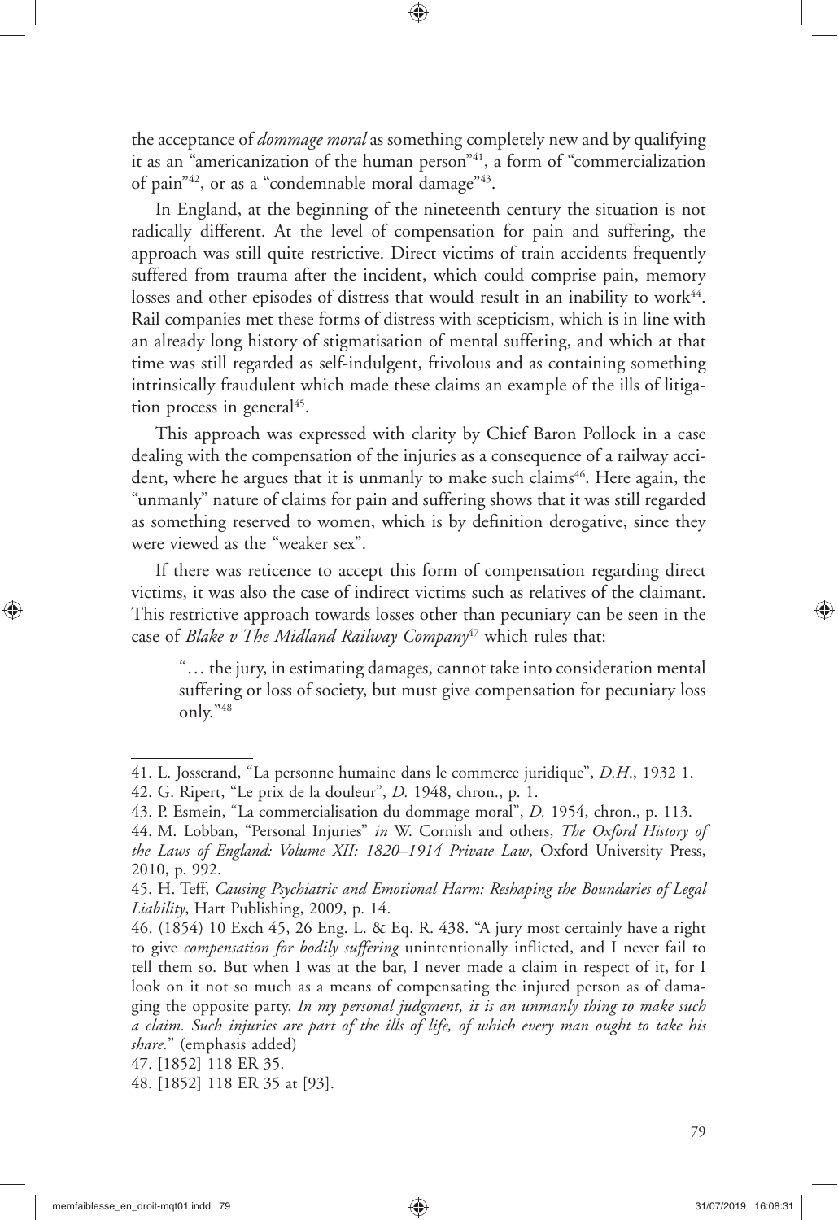the acceptance of *dommage moral* as something completely new and by qualifying it as an "americanization of the human person"[41], a form of "commercialization of pain"[42], or as a "condemnable moral damage"[43].

In England, at the beginning of the nineteenth century the situation is not radically different. At the level of compensation for pain and suffering, the approach was still quite restrictive. Direct victims of train accidents frequently suffered from trauma after the incident, which could comprise pain, memory losses and other episodes of distress that would result in an inability to work[44]. Rail companies met these forms of distress with scepticism, which is in line with an already long history of stigmatisation of mental suffering, and which at that time was still regarded as self-indulgent, frivolous and as containing something intrinsically fraudulent which made these claims an example of the ills of litigation process in general[45].

This approach was expressed with clarity by Chief Baron Pollock in a case dealing with the compensation of the injuries as a consequence of a railway accident, where he argues that it is unmanly to make such claims[46]. Here again, the "unmanly" nature of claims for pain and suffering shows that it was still regarded as something reserved to women, which is by definition derogative, since they were viewed as the "weaker sex".

If there was reticence to accept this form of compensation regarding direct victims, it was also the case of indirect victims such as relatives of the claimant. This restrictive approach towards losses other than pecuniary can be seen in the case of *Blake v The Midland Railway Company*[47] which rules that:

> "… the jury, in estimating damages, cannot take into consideration mental suffering or loss of society, but must give compensation for pecuniary loss only."[48]

---

41. L. Josserand, "La personne humaine dans le commerce juridique", *D.H.*, 1932 1.

42. G. Ripert, "Le prix de la douleur", *D.* 1948, chron., p. 1.

43. P. Esmein, "La commercialisation du dommage moral", *D.* 1954, chron., p. 113.

44. M. Lobban, "Personal Injuries" *in* W. Cornish and others, *The Oxford History of the Laws of England: Volume XII: 1820–1914 Private Law*, Oxford University Press, 2010, p. 992.

45. H. Teff, *Causing Psychiatric and Emotional Harm: Reshaping the Boundaries of Legal Liability*, Hart Publishing, 2009, p. 14.

46. (1854) 10 Exch 45, 26 Eng. L. & Eq. R. 438. "A jury most certainly have a right to give *compensation for bodily suffering* unintentionally inflicted, and I never fail to tell them so. But when I was at the bar, I never made a claim in respect of it, for I look on it not so much as a means of compensating the injured person as of damaging the opposite party. *In my personal judgment, it is an unmanly thing to make such a claim. Such injuries are part of the ills of life, of which every man ought to take his share.*" (emphasis added)

47. [1852] 118 ER 35.

48. [1852] 118 ER 35 at [93].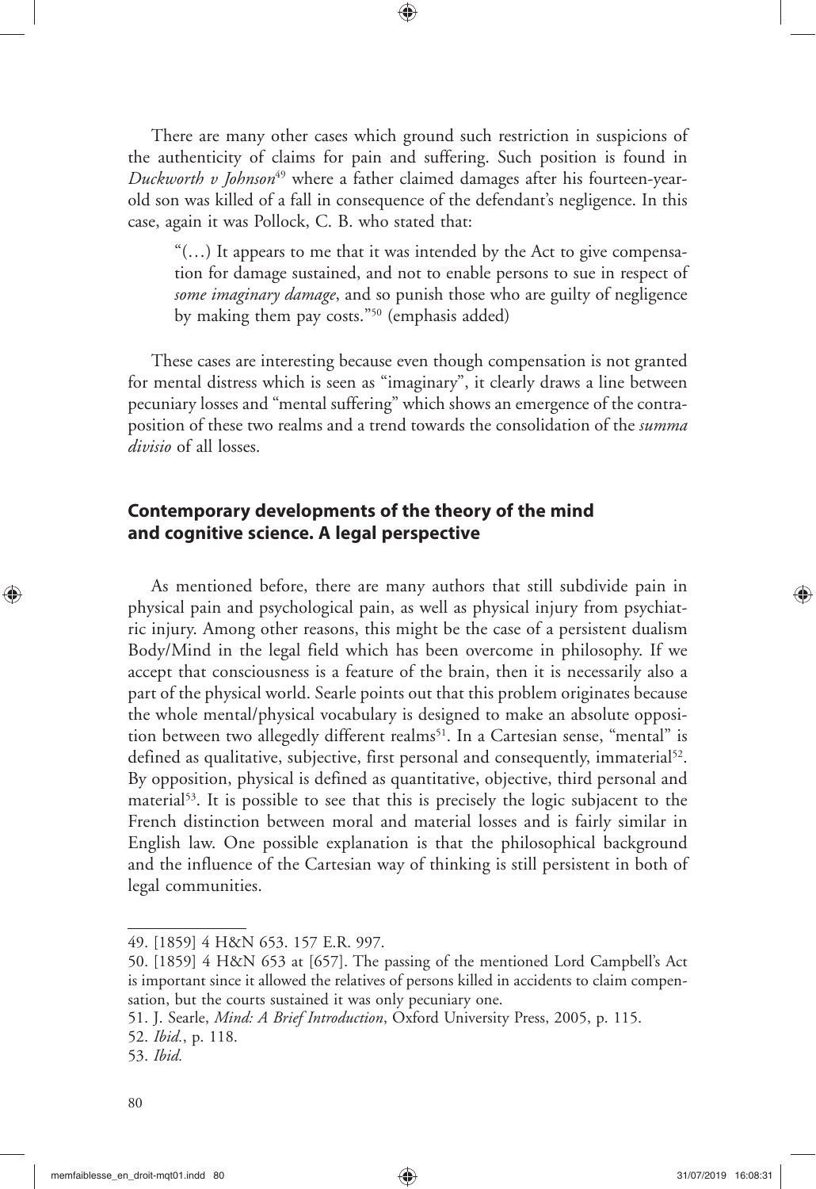There are many other cases which ground such restriction in suspicions of the authenticity of claims for pain and suffering. Such position is found in *Duckworth v Johnson*[49] where a father claimed damages after his fourteen-year-old son was killed of a fall in consequence of the defendant's negligence. In this case, again it was Pollock, C. B. who stated that:

> "(…) It appears to me that it was intended by the Act to give compensation for damage sustained, and not to enable persons to sue in respect of *some imaginary damage*, and so punish those who are guilty of negligence by making them pay costs."[50] (emphasis added)

These cases are interesting because even though compensation is not granted for mental distress which is seen as "imaginary", it clearly draws a line between pecuniary losses and "mental suffering" which shows an emergence of the contraposition of these two realms and a trend towards the consolidation of the *summa divisio* of all losses.

## Contemporary developments of the theory of the mind and cognitive science. A legal perspective

As mentioned before, there are many authors that still subdivide pain in physical pain and psychological pain, as well as physical injury from psychiatric injury. Among other reasons, this might be the case of a persistent dualism Body/Mind in the legal field which has been overcome in philosophy. If we accept that consciousness is a feature of the brain, then it is necessarily also a part of the physical world. Searle points out that this problem originates because the whole mental/physical vocabulary is designed to make an absolute opposition between two allegedly different realms[51]. In a Cartesian sense, "mental" is defined as qualitative, subjective, first personal and consequently, immaterial[52]. By opposition, physical is defined as quantitative, objective, third personal and material[53]. It is possible to see that this is precisely the logic subjacent to the French distinction between moral and material losses and is fairly similar in English law. One possible explanation is that the philosophical background and the influence of the Cartesian way of thinking is still persistent in both of legal communities.

---

49. [1859] 4 H&N 653. 157 E.R. 997.

50. [1859] 4 H&N 653 at [657]. The passing of the mentioned Lord Campbell's Act is important since it allowed the relatives of persons killed in accidents to claim compensation, but the courts sustained it was only pecuniary one.

51. J. Searle, *Mind: A Brief Introduction*, Oxford University Press, 2005, p. 115.

52. *Ibid.*, p. 118.

53. *Ibid.*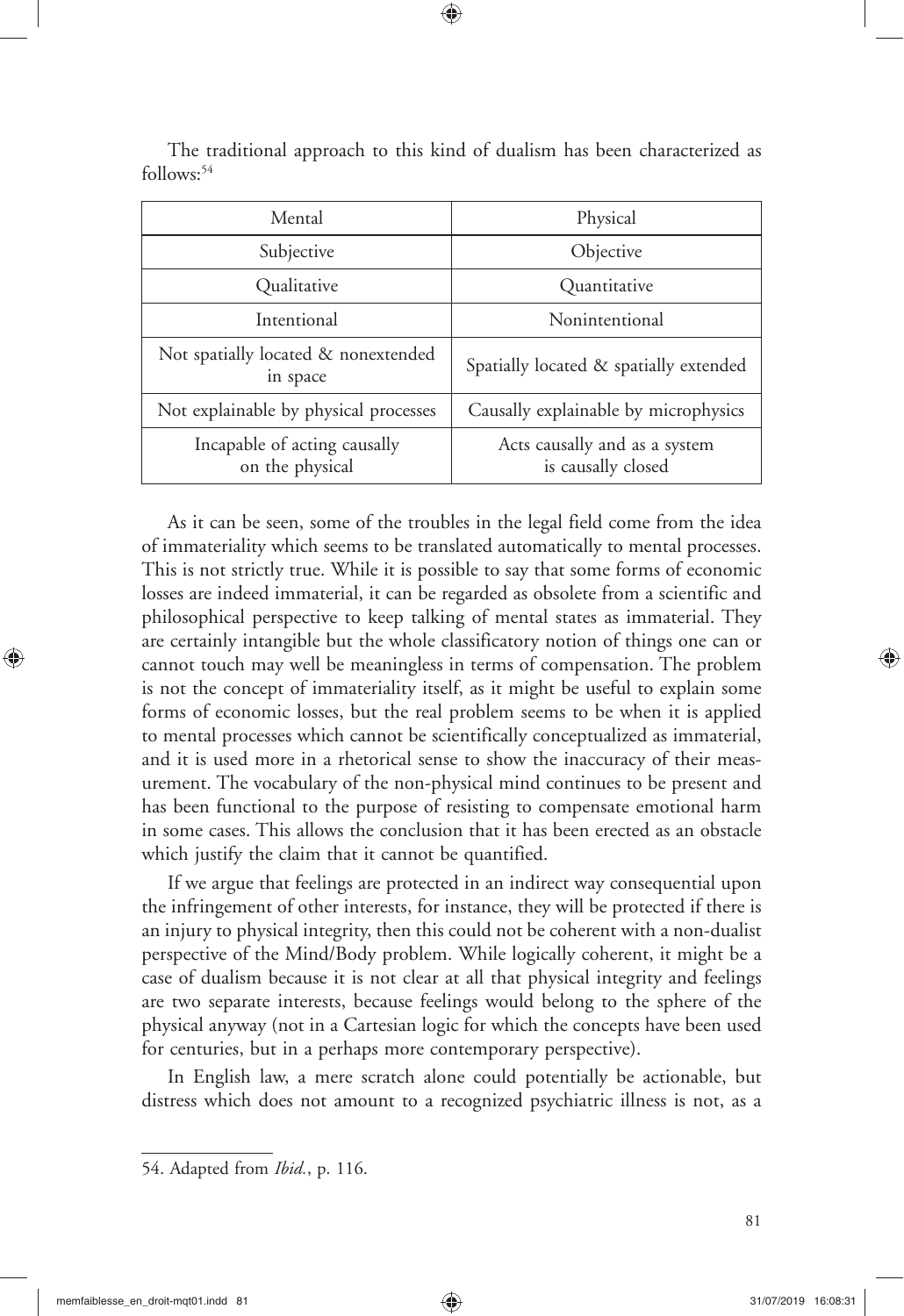The traditional approach to this kind of dualism has been characterized as follows:[54]

| Mental | Physical |
| --- | --- |
| Subjective | Objective |
| Qualitative | Quantitative |
| Intentional | Nonintentional |
| Not spatially located & nonextended in space | Spatially located & spatially extended |
| Not explainable by physical processes | Causally explainable by microphysics |
| Incapable of acting causally on the physical | Acts causally and as a system is causally closed |

As it can be seen, some of the troubles in the legal field come from the idea of immateriality which seems to be translated automatically to mental processes. This is not strictly true. While it is possible to say that some forms of economic losses are indeed immaterial, it can be regarded as obsolete from a scientific and philosophical perspective to keep talking of mental states as immaterial. They are certainly intangible but the whole classificatory notion of things one can or cannot touch may well be meaningless in terms of compensation. The problem is not the concept of immateriality itself, as it might be useful to explain some forms of economic losses, but the real problem seems to be when it is applied to mental processes which cannot be scientifically conceptualized as immaterial, and it is used more in a rhetorical sense to show the inaccuracy of their measurement. The vocabulary of the non-physical mind continues to be present and has been functional to the purpose of resisting to compensate emotional harm in some cases. This allows the conclusion that it has been erected as an obstacle which justify the claim that it cannot be quantified.

If we argue that feelings are protected in an indirect way consequential upon the infringement of other interests, for instance, they will be protected if there is an injury to physical integrity, then this could not be coherent with a non-dualist perspective of the Mind/Body problem. While logically coherent, it might be a case of dualism because it is not clear at all that physical integrity and feelings are two separate interests, because feelings would belong to the sphere of the physical anyway (not in a Cartesian logic for which the concepts have been used for centuries, but in a perhaps more contemporary perspective).

In English law, a mere scratch alone could potentially be actionable, but distress which does not amount to a recognized psychiatric illness is not, as a

54. Adapted from *Ibid.*, p. 116.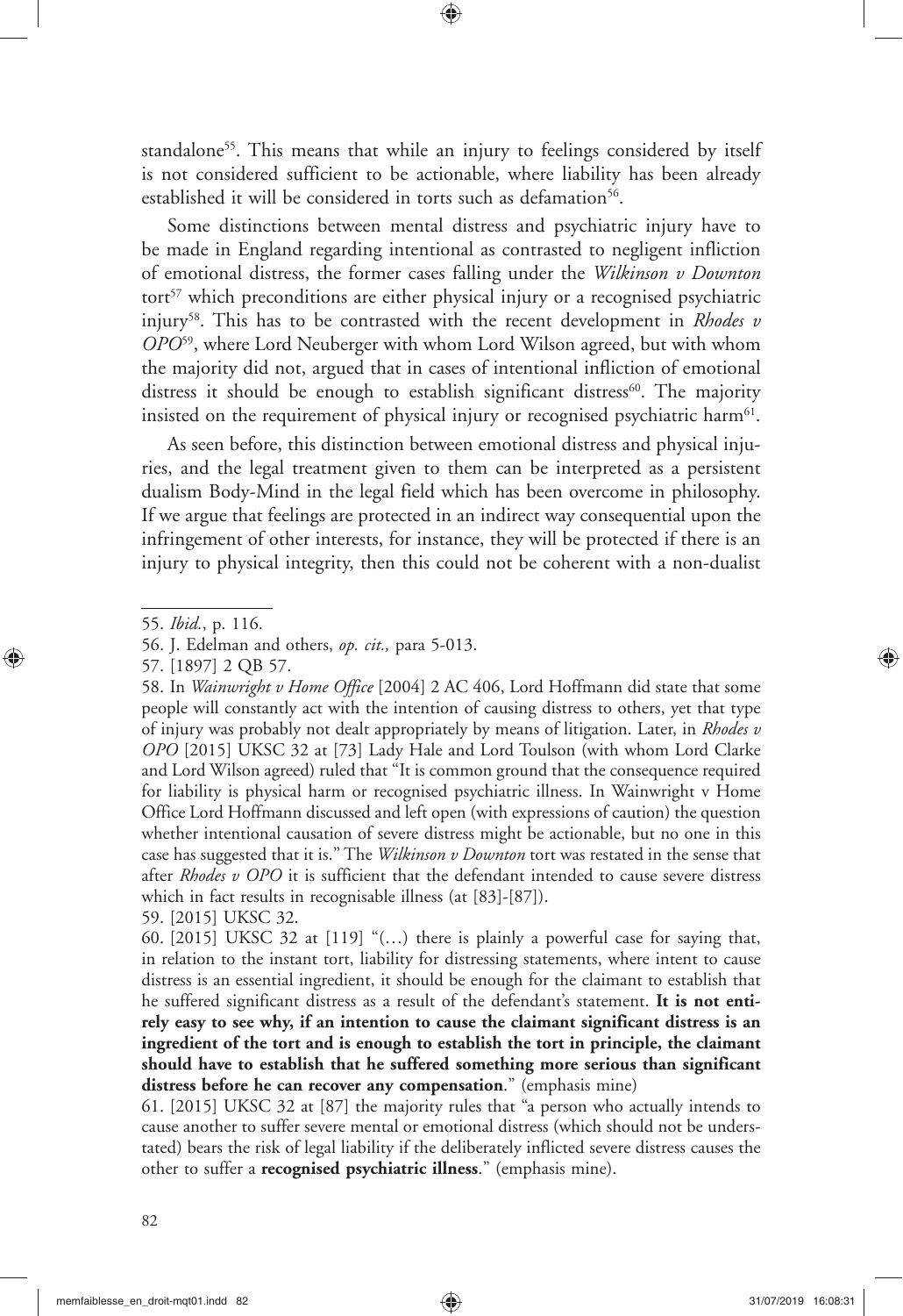standalone[55]. This means that while an injury to feelings considered by itself is not considered sufficient to be actionable, where liability has been already established it will be considered in torts such as defamation[56].

Some distinctions between mental distress and psychiatric injury have to be made in England regarding intentional as contrasted to negligent infliction of emotional distress, the former cases falling under the *Wilkinson v Downton* tort[57] which preconditions are either physical injury or a recognised psychiatric injury[58]. This has to be contrasted with the recent development in *Rhodes v OPO*[59], where Lord Neuberger with whom Lord Wilson agreed, but with whom the majority did not, argued that in cases of intentional infliction of emotional distress it should be enough to establish significant distress[60]. The majority insisted on the requirement of physical injury or recognised psychiatric harm[61].

As seen before, this distinction between emotional distress and physical injuries, and the legal treatment given to them can be interpreted as a persistent dualism Body-Mind in the legal field which has been overcome in philosophy. If we argue that feelings are protected in an indirect way consequential upon the infringement of other interests, for instance, they will be protected if there is an injury to physical integrity, then this could not be coherent with a non-dualist

---

55. *Ibid.*, p. 116.

56. J. Edelman and others, *op. cit.,* para 5-013.

57. [1897] 2 QB 57.

58. In *Wainwright v Home Office* [2004] 2 AC 406, Lord Hoffmann did state that some people will constantly act with the intention of causing distress to others, yet that type of injury was probably not dealt appropriately by means of litigation. Later, in *Rhodes v OPO* [2015] UKSC 32 at [73] Lady Hale and Lord Toulson (with whom Lord Clarke and Lord Wilson agreed) ruled that "It is common ground that the consequence required for liability is physical harm or recognised psychiatric illness. In Wainwright v Home Office Lord Hoffmann discussed and left open (with expressions of caution) the question whether intentional causation of severe distress might be actionable, but no one in this case has suggested that it is." The *Wilkinson v Downton* tort was restated in the sense that after *Rhodes v OPO* it is sufficient that the defendant intended to cause severe distress which in fact results in recognisable illness (at [83]-[87]).

59. [2015] UKSC 32.

60. [2015] UKSC 32 at [119] "(…) there is plainly a powerful case for saying that, in relation to the instant tort, liability for distressing statements, where intent to cause distress is an essential ingredient, it should be enough for the claimant to establish that he suffered significant distress as a result of the defendant's statement. **It is not entirely easy to see why, if an intention to cause the claimant significant distress is an ingredient of the tort and is enough to establish the tort in principle, the claimant should have to establish that he suffered something more serious than significant distress before he can recover any compensation**." (emphasis mine)

61. [2015] UKSC 32 at [87] the majority rules that "a person who actually intends to cause another to suffer severe mental or emotional distress (which should not be understated) bears the risk of legal liability if the deliberately inflicted severe distress causes the other to suffer a **recognised psychiatric illness**." (emphasis mine).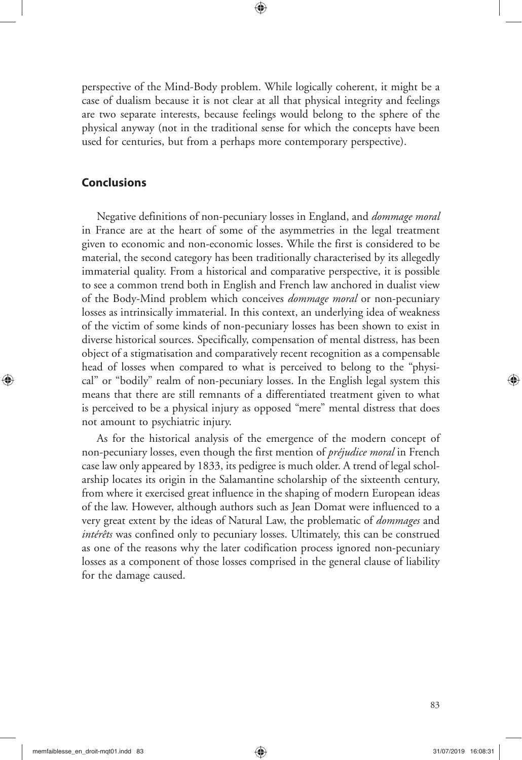perspective of the Mind-Body problem. While logically coherent, it might be a case of dualism because it is not clear at all that physical integrity and feelings are two separate interests, because feelings would belong to the sphere of the physical anyway (not in the traditional sense for which the concepts have been used for centuries, but from a perhaps more contemporary perspective).

## Conclusions

Negative definitions of non-pecuniary losses in England, and *dommage moral* in France are at the heart of some of the asymmetries in the legal treatment given to economic and non-economic losses. While the first is considered to be material, the second category has been traditionally characterised by its allegedly immaterial quality. From a historical and comparative perspective, it is possible to see a common trend both in English and French law anchored in dualist view of the Body-Mind problem which conceives *dommage moral* or non-pecuniary losses as intrinsically immaterial. In this context, an underlying idea of weakness of the victim of some kinds of non-pecuniary losses has been shown to exist in diverse historical sources. Specifically, compensation of mental distress, has been object of a stigmatisation and comparatively recent recognition as a compensable head of losses when compared to what is perceived to belong to the "physical" or "bodily" realm of non-pecuniary losses. In the English legal system this means that there are still remnants of a differentiated treatment given to what is perceived to be a physical injury as opposed "mere" mental distress that does not amount to psychiatric injury.

As for the historical analysis of the emergence of the modern concept of non-pecuniary losses, even though the first mention of *préjudice moral* in French case law only appeared by 1833, its pedigree is much older. A trend of legal scholarship locates its origin in the Salamantine scholarship of the sixteenth century, from where it exercised great influence in the shaping of modern European ideas of the law. However, although authors such as Jean Domat were influenced to a very great extent by the ideas of Natural Law, the problematic of *dommages* and *intérêts* was confined only to pecuniary losses. Ultimately, this can be construed as one of the reasons why the later codification process ignored non-pecuniary losses as a component of those losses comprised in the general clause of liability for the damage caused.